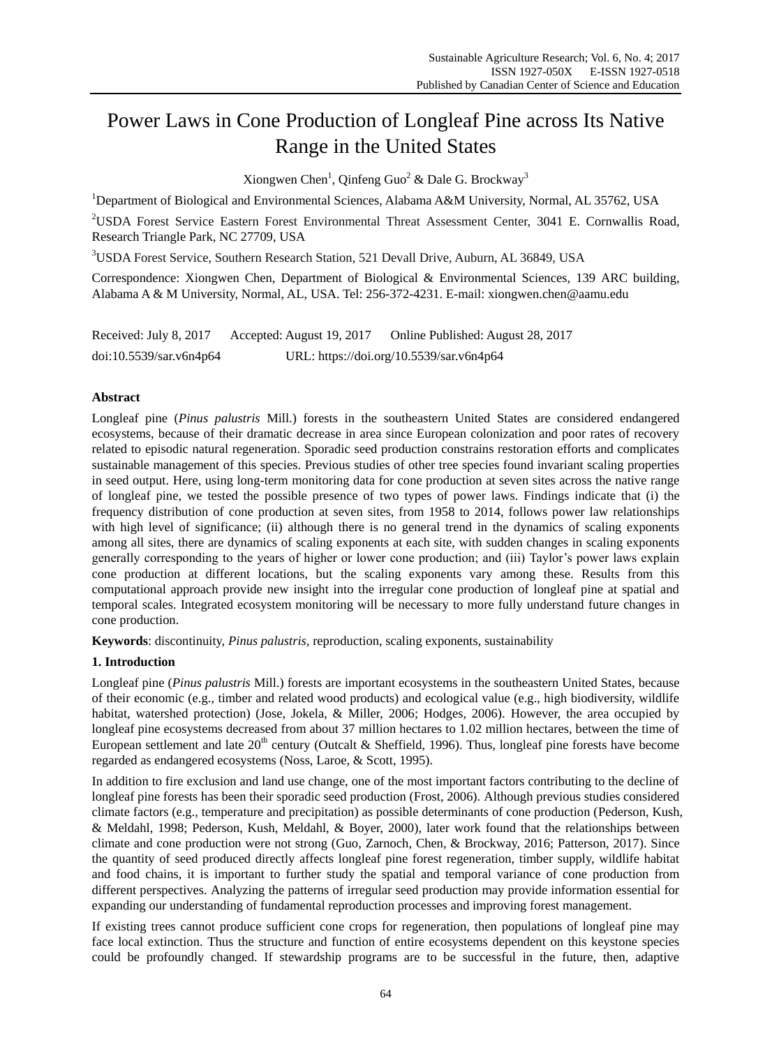# Power Laws in Cone Production of Longleaf Pine across Its Native Range in the United States

Xiongwen Chen[1], Qinfeng Guo[2] & Dale G. Brockway[3]

[1]Department of Biological and Environmental Sciences, Alabama A&M University, Normal, AL 35762, USA

[2]USDA Forest Service Eastern Forest Environmental Threat Assessment Center, 3041 E. Cornwallis Road, Research Triangle Park, NC 27709, USA

[3]USDA Forest Service, Southern Research Station, 521 Devall Drive, Auburn, AL 36849, USA

Correspondence: Xiongwen Chen, Department of Biological & Environmental Sciences, 139 ARC building, Alabama A & M University, Normal, AL, USA. Tel: 256-372-4231. E-mail: xiongwen.chen@aamu.edu

Received: July 8, 2017 Accepted: August 19, 2017 Online Published: August 28, 2017

doi:10.5539/sar.v6n4p64 URL: https://doi.org/10.5539/sar.v6n4p64

## Abstract

Longleaf pine (*Pinus palustris* Mill.) forests in the southeastern United States are considered endangered ecosystems, because of their dramatic decrease in area since European colonization and poor rates of recovery related to episodic natural regeneration. Sporadic seed production constrains restoration efforts and complicates sustainable management of this species. Previous studies of other tree species found invariant scaling properties in seed output. Here, using long-term monitoring data for cone production at seven sites across the native range of longleaf pine, we tested the possible presence of two types of power laws. Findings indicate that (i) the frequency distribution of cone production at seven sites, from 1958 to 2014, follows power law relationships with high level of significance; (ii) although there is no general trend in the dynamics of scaling exponents among all sites, there are dynamics of scaling exponents at each site, with sudden changes in scaling exponents generally corresponding to the years of higher or lower cone production; and (iii) Taylor's power laws explain cone production at different locations, but the scaling exponents vary among these. Results from this computational approach provide new insight into the irregular cone production of longleaf pine at spatial and temporal scales. Integrated ecosystem monitoring will be necessary to more fully understand future changes in cone production.

**Keywords**: discontinuity, *Pinus palustris*, reproduction, scaling exponents, sustainability

## 1. Introduction

Longleaf pine (*Pinus palustris* Mill.) forests are important ecosystems in the southeastern United States, because of their economic (e.g., timber and related wood products) and ecological value (e.g., high biodiversity, wildlife habitat, watershed protection) (Jose, Jokela, & Miller, 2006; Hodges, 2006). However, the area occupied by longleaf pine ecosystems decreased from about 37 million hectares to 1.02 million hectares, between the time of European settlement and late 20th century (Outcalt & Sheffield, 1996). Thus, longleaf pine forests have become regarded as endangered ecosystems (Noss, Laroe, & Scott, 1995).

In addition to fire exclusion and land use change, one of the most important factors contributing to the decline of longleaf pine forests has been their sporadic seed production (Frost, 2006). Although previous studies considered climate factors (e.g., temperature and precipitation) as possible determinants of cone production (Pederson, Kush, & Meldahl, 1998; Pederson, Kush, Meldahl, & Boyer, 2000), later work found that the relationships between climate and cone production were not strong (Guo, Zarnoch, Chen, & Brockway, 2016; Patterson, 2017). Since the quantity of seed produced directly affects longleaf pine forest regeneration, timber supply, wildlife habitat and food chains, it is important to further study the spatial and temporal variance of cone production from different perspectives. Analyzing the patterns of irregular seed production may provide information essential for expanding our understanding of fundamental reproduction processes and improving forest management.

If existing trees cannot produce sufficient cone crops for regeneration, then populations of longleaf pine may face local extinction. Thus the structure and function of entire ecosystems dependent on this keystone species could be profoundly changed. If stewardship programs are to be successful in the future, then, adaptive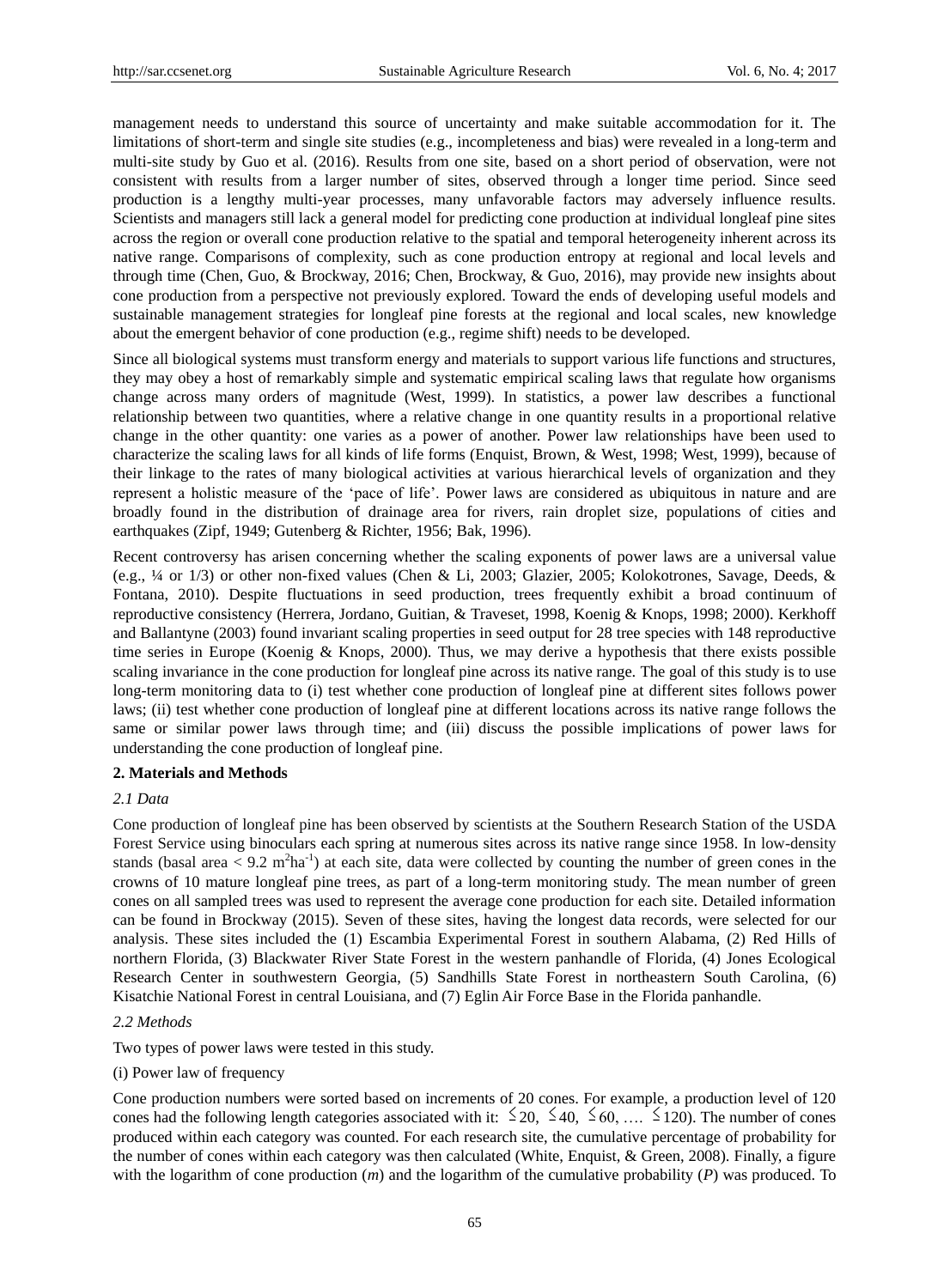management needs to understand this source of uncertainty and make suitable accommodation for it. The limitations of short-term and single site studies (e.g., incompleteness and bias) were revealed in a long-term and multi-site study by Guo et al. (2016). Results from one site, based on a short period of observation, were not consistent with results from a larger number of sites, observed through a longer time period. Since seed production is a lengthy multi-year processes, many unfavorable factors may adversely influence results. Scientists and managers still lack a general model for predicting cone production at individual longleaf pine sites across the region or overall cone production relative to the spatial and temporal heterogeneity inherent across its native range. Comparisons of complexity, such as cone production entropy at regional and local levels and through time (Chen, Guo, & Brockway, 2016; Chen, Brockway, & Guo, 2016), may provide new insights about cone production from a perspective not previously explored. Toward the ends of developing useful models and sustainable management strategies for longleaf pine forests at the regional and local scales, new knowledge about the emergent behavior of cone production (e.g., regime shift) needs to be developed.

Since all biological systems must transform energy and materials to support various life functions and structures, they may obey a host of remarkably simple and systematic empirical scaling laws that regulate how organisms change across many orders of magnitude (West, 1999). In statistics, a power law describes a functional relationship between two quantities, where a relative change in one quantity results in a proportional relative change in the other quantity: one varies as a power of another. Power law relationships have been used to characterize the scaling laws for all kinds of life forms (Enquist, Brown, & West, 1998; West, 1999), because of their linkage to the rates of many biological activities at various hierarchical levels of organization and they represent a holistic measure of the 'pace of life'. Power laws are considered as ubiquitous in nature and are broadly found in the distribution of drainage area for rivers, rain droplet size, populations of cities and earthquakes (Zipf, 1949; Gutenberg & Richter, 1956; Bak, 1996).

Recent controversy has arisen concerning whether the scaling exponents of power laws are a universal value (e.g., ¼ or 1/3) or other non-fixed values (Chen & Li, 2003; Glazier, 2005; Kolokotrones, Savage, Deeds, & Fontana, 2010). Despite fluctuations in seed production, trees frequently exhibit a broad continuum of reproductive consistency (Herrera, Jordano, Guitian, & Traveset, 1998, Koenig & Knops, 1998; 2000). Kerkhoff and Ballantyne (2003) found invariant scaling properties in seed output for 28 tree species with 148 reproductive time series in Europe (Koenig & Knops, 2000). Thus, we may derive a hypothesis that there exists possible scaling invariance in the cone production for longleaf pine across its native range. The goal of this study is to use long-term monitoring data to (i) test whether cone production of longleaf pine at different sites follows power laws; (ii) test whether cone production of longleaf pine at different locations across its native range follows the same or similar power laws through time; and (iii) discuss the possible implications of power laws for understanding the cone production of longleaf pine.

## 2. Materials and Methods

### *2.1 Data*

Cone production of longleaf pine has been observed by scientists at the Southern Research Station of the USDA Forest Service using binoculars each spring at numerous sites across its native range since 1958. In low-density stands (basal area < 9.2 $m^2 ha^{-1}$) at each site, data were collected by counting the number of green cones in the crowns of 10 mature longleaf pine trees, as part of a long-term monitoring study. The mean number of green cones on all sampled trees was used to represent the average cone production for each site. Detailed information can be found in Brockway (2015). Seven of these sites, having the longest data records, were selected for our analysis. These sites included the (1) Escambia Experimental Forest in southern Alabama, (2) Red Hills of northern Florida, (3) Blackwater River State Forest in the western panhandle of Florida, (4) Jones Ecological Research Center in southwestern Georgia, (5) Sandhills State Forest in northeastern South Carolina, (6) Kisatchie National Forest in central Louisiana, and (7) Eglin Air Force Base in the Florida panhandle.

### *2.2 Methods*

Two types of power laws were tested in this study.

(i) Power law of frequency

Cone production numbers were sorted based on increments of 20 cones. For example, a production level of 120 cones had the following length categories associated with it: ≤20, ≤40, ≤60, …. ≤120). The number of cones produced within each category was counted. For each research site, the cumulative percentage of probability for the number of cones within each category was then calculated (White, Enquist, & Green, 2008). Finally, a figure with the logarithm of cone production ($m$) and the logarithm of the cumulative probability ($P$) was produced. To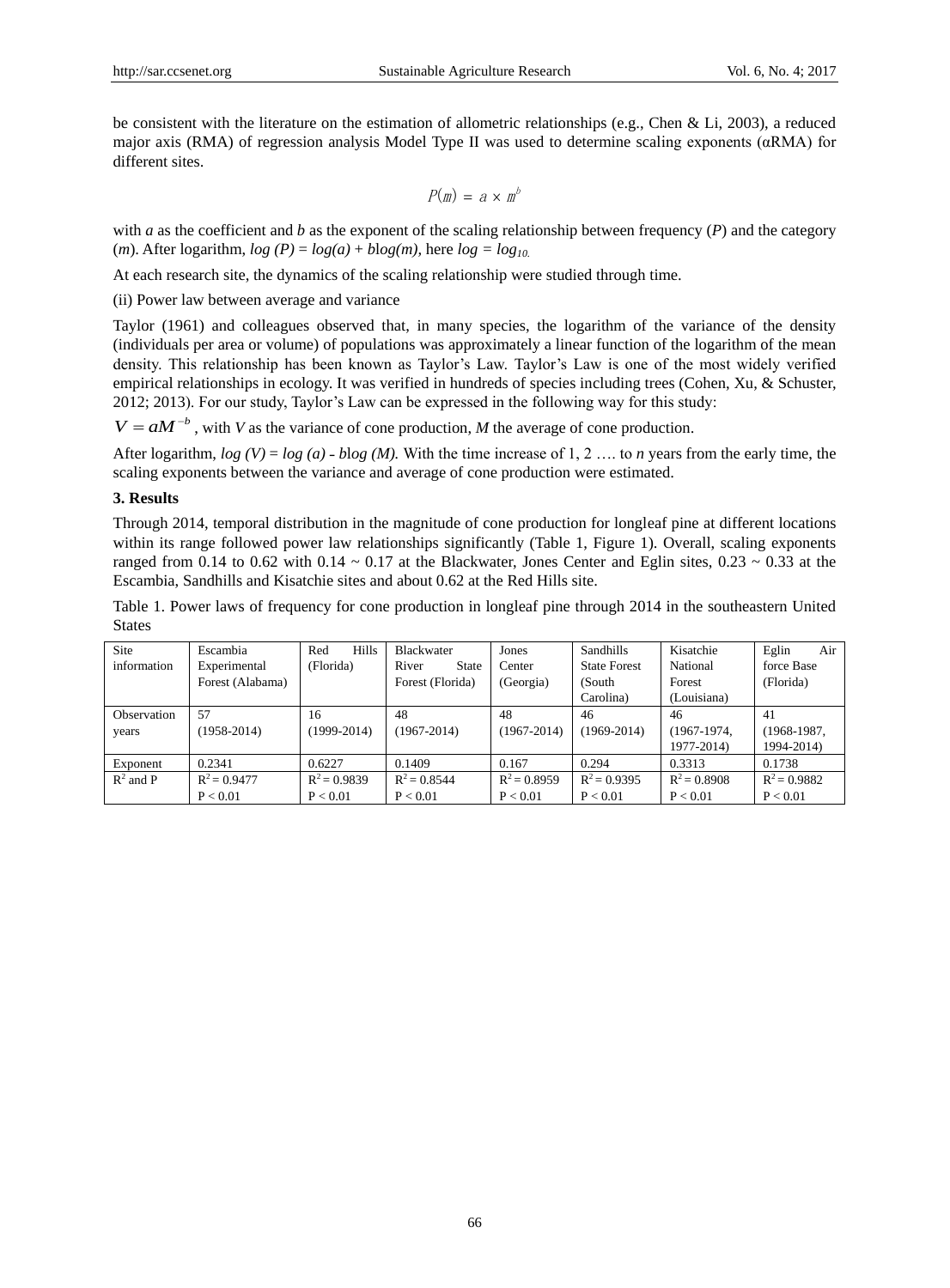be consistent with the literature on the estimation of allometric relationships (e.g., Chen & Li, 2003), a reduced major axis (RMA) of regression analysis Model Type II was used to determine scaling exponents (αRMA) for different sites.

$$P(m) = a \times m^b$$

with *a* as the coefficient and *b* as the exponent of the scaling relationship between frequency (*P*) and the category (*m*). After logarithm, $log (P) = log(a) + b log(m)$, here $log = log_{10.}$

At each research site, the dynamics of the scaling relationship were studied through time.

(ii) Power law between average and variance

Taylor (1961) and colleagues observed that, in many species, the logarithm of the variance of the density (individuals per area or volume) of populations was approximately a linear function of the logarithm of the mean density. This relationship has been known as Taylor's Law. Taylor's Law is one of the most widely verified empirical relationships in ecology. It was verified in hundreds of species including trees (Cohen, Xu, & Schuster, 2012; 2013). For our study, Taylor's Law can be expressed in the following way for this study:

$V = aM^{-b}$ , with *V* as the variance of cone production, *M* the average of cone production.

After logarithm, $log (V) = log (a) - b log (M)$. With the time increase of 1, 2 …. to *n* years from the early time, the scaling exponents between the variance and average of cone production were estimated.

### 3. Results

Through 2014, temporal distribution in the magnitude of cone production for longleaf pine at different locations within its range followed power law relationships significantly (Table 1, Figure 1). Overall, scaling exponents ranged from 0.14 to 0.62 with 0.14 ~ 0.17 at the Blackwater, Jones Center and Eglin sites, 0.23 ~ 0.33 at the Escambia, Sandhills and Kisatchie sites and about 0.62 at the Red Hills site.

Table 1. Power laws of frequency for cone production in longleaf pine through 2014 in the southeastern United States

| Site information | Escambia Experimental Forest (Alabama) | Red Hills (Florida) | Blackwater River State Forest (Florida) | Jones Center (Georgia) | Sandhills State Forest (South Carolina) | Kisatchie National Forest (Louisiana) | Eglin Air force Base (Florida) |
|---|---|---|---|---|---|---|---|
| Observation years | 57 (1958-2014) | 16 (1999-2014) | 48 (1967-2014) | 48 (1967-2014) | 46 (1969-2014) | 46 (1967-1974, 1977-2014) | 41 (1968-1987, 1994-2014) |
| Exponent | 0.2341 | 0.6227 | 0.1409 | 0.167 | 0.294 | 0.3313 | 0.1738 |
| $R^2$ and P | $R^2 = 0.9477$ $P < 0.01$ | $R^2 = 0.9839$ $P < 0.01$ | $R^2 = 0.8544$ $P < 0.01$ | $R^2 = 0.8959$ $P < 0.01$ | $R^2 = 0.9395$ $P < 0.01$ | $R^2 = 0.8908$ $P < 0.01$ | $R^2 = 0.9882$ $P < 0.01$ |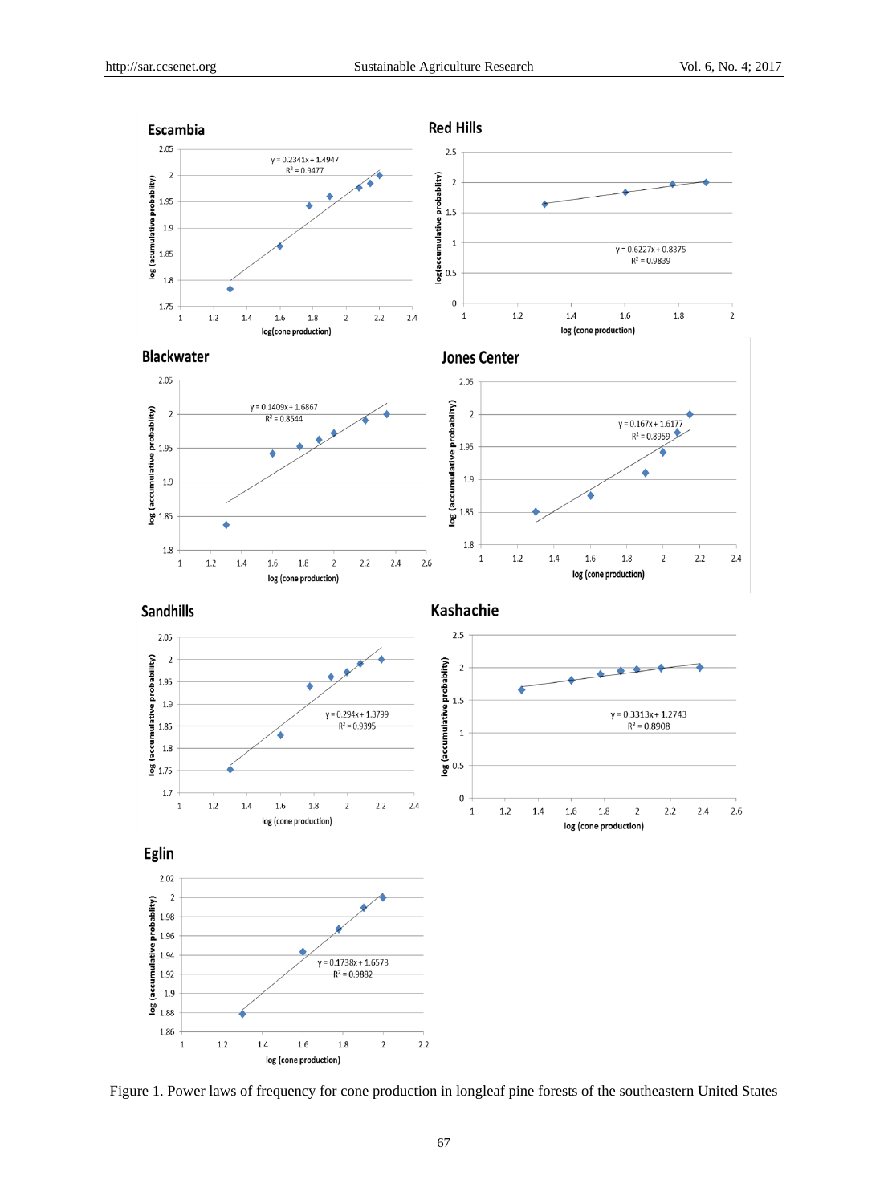Figure 1. Power laws of frequency for cone production in longleaf pine forests of the southeastern United States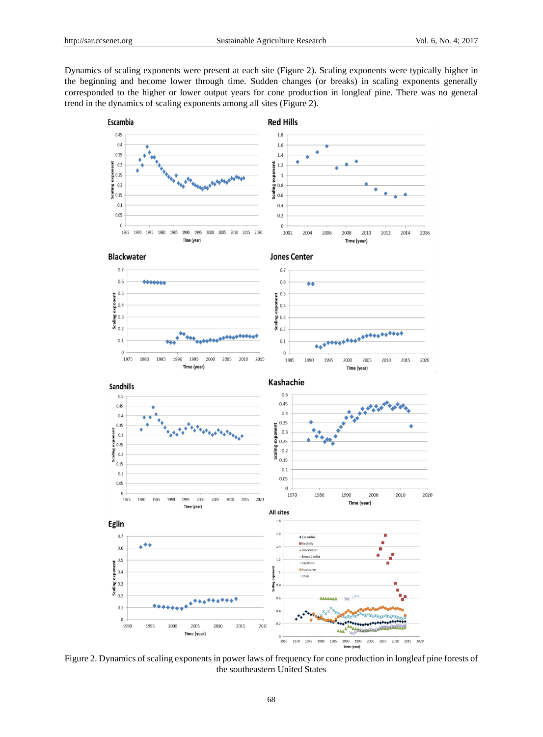Dynamics of scaling exponents were present at each site (Figure 2). Scaling exponents were typically higher in the beginning and become lower through time. Sudden changes (or breaks) in scaling exponents generally corresponded to the higher or lower output years for cone production in longleaf pine. There was no general trend in the dynamics of scaling exponents among all sites (Figure 2).

Figure 2. Dynamics of scaling exponents in power laws of frequency for cone production in longleaf pine forests of the southeastern United States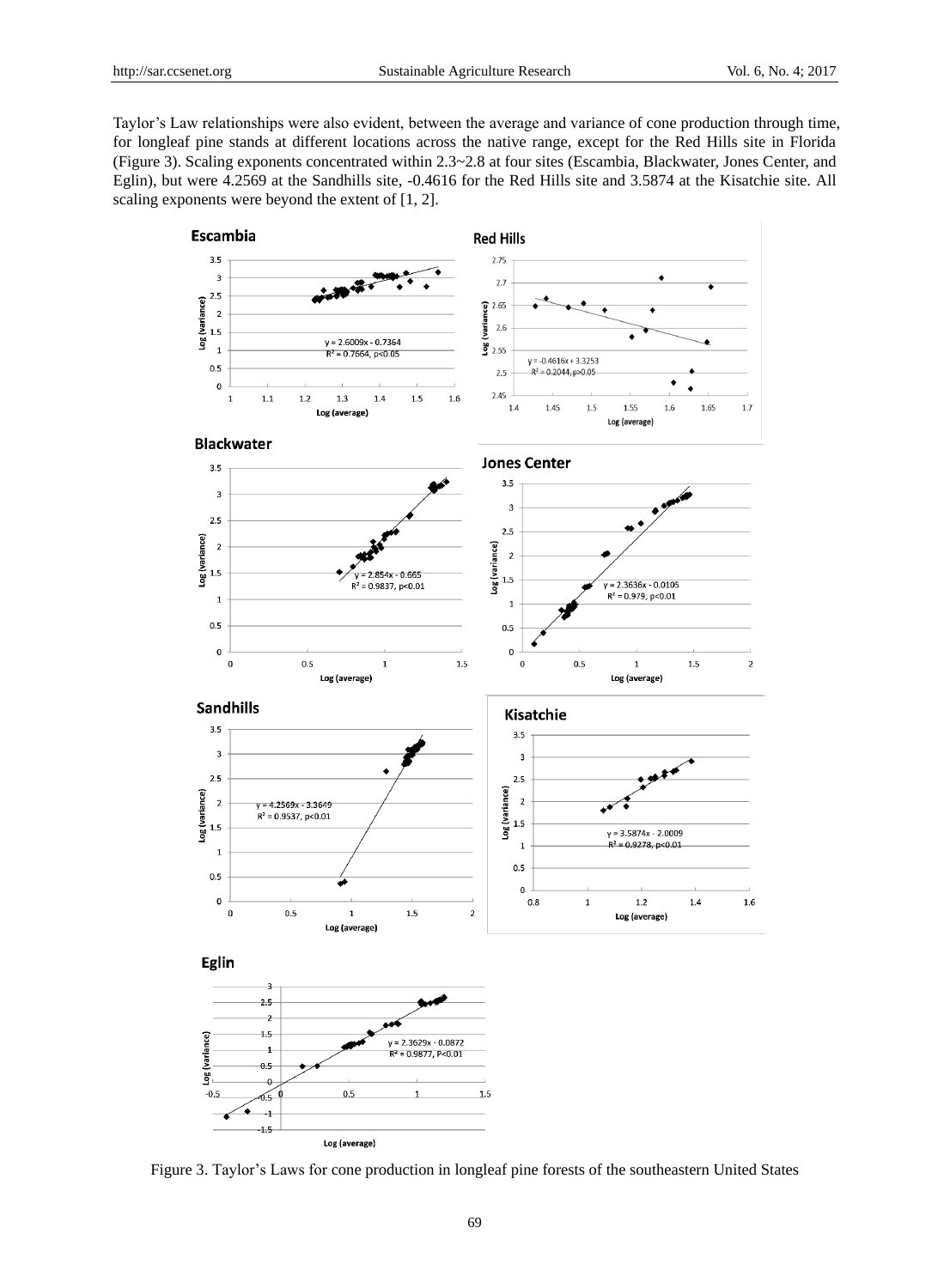Taylor's Law relationships were also evident, between the average and variance of cone production through time, for longleaf pine stands at different locations across the native range, except for the Red Hills site in Florida (Figure 3). Scaling exponents concentrated within 2.3~2.8 at four sites (Escambia, Blackwater, Jones Center, and Eglin), but were 4.2569 at the Sandhills site, -0.4616 for the Red Hills site and 3.5874 at the Kisatchie site. All scaling exponents were beyond the extent of [1, 2].

Figure 3. Taylor's Laws for cone production in longleaf pine forests of the southeastern United States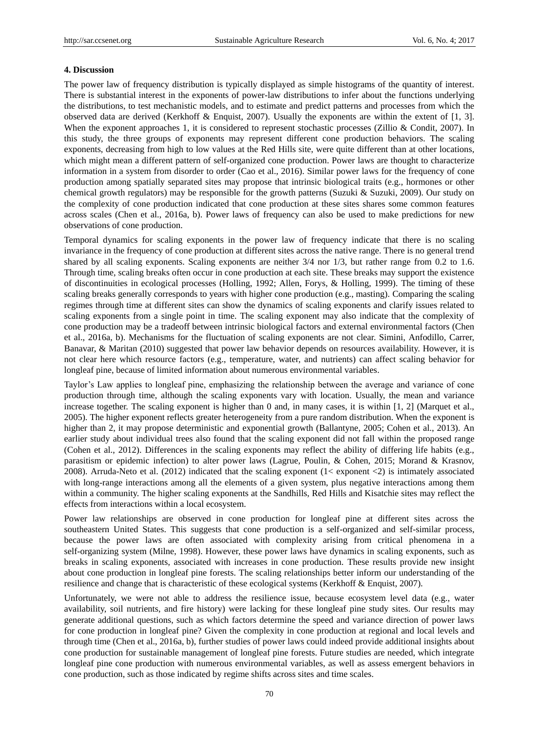#### 4. Discussion

The power law of frequency distribution is typically displayed as simple histograms of the quantity of interest. There is substantial interest in the exponents of power-law distributions to infer about the functions underlying the distributions, to test mechanistic models, and to estimate and predict patterns and processes from which the observed data are derived (Kerkhoff & Enquist, 2007). Usually the exponents are within the extent of [1, 3]. When the exponent approaches 1, it is considered to represent stochastic processes (Zillio & Condit, 2007). In this study, the three groups of exponents may represent different cone production behaviors. The scaling exponents, decreasing from high to low values at the Red Hills site, were quite different than at other locations, which might mean a different pattern of self-organized cone production. Power laws are thought to characterize information in a system from disorder to order (Cao et al., 2016). Similar power laws for the frequency of cone production among spatially separated sites may propose that intrinsic biological traits (e.g., hormones or other chemical growth regulators) may be responsible for the growth patterns (Suzuki & Suzuki, 2009). Our study on the complexity of cone production indicated that cone production at these sites shares some common features across scales (Chen et al., 2016a, b). Power laws of frequency can also be used to make predictions for new observations of cone production.

Temporal dynamics for scaling exponents in the power law of frequency indicate that there is no scaling invariance in the frequency of cone production at different sites across the native range. There is no general trend shared by all scaling exponents. Scaling exponents are neither 3/4 nor 1/3, but rather range from 0.2 to 1.6. Through time, scaling breaks often occur in cone production at each site. These breaks may support the existence of discontinuities in ecological processes (Holling, 1992; Allen, Forys, & Holling, 1999). The timing of these scaling breaks generally corresponds to years with higher cone production (e.g., masting). Comparing the scaling regimes through time at different sites can show the dynamics of scaling exponents and clarify issues related to scaling exponents from a single point in time. The scaling exponent may also indicate that the complexity of cone production may be a tradeoff between intrinsic biological factors and external environmental factors (Chen et al., 2016a, b). Mechanisms for the fluctuation of scaling exponents are not clear. Simini, Anfodillo, Carrer, Banavar, & Maritan (2010) suggested that power law behavior depends on resources availability. However, it is not clear here which resource factors (e.g., temperature, water, and nutrients) can affect scaling behavior for longleaf pine, because of limited information about numerous environmental variables.

Taylor's Law applies to longleaf pine, emphasizing the relationship between the average and variance of cone production through time, although the scaling exponents vary with location. Usually, the mean and variance increase together. The scaling exponent is higher than 0 and, in many cases, it is within [1, 2] (Marquet et al., 2005). The higher exponent reflects greater heterogeneity from a pure random distribution. When the exponent is higher than 2, it may propose deterministic and exponential growth (Ballantyne, 2005; Cohen et al., 2013). An earlier study about individual trees also found that the scaling exponent did not fall within the proposed range (Cohen et al., 2012). Differences in the scaling exponents may reflect the ability of differing life habits (e.g., parasitism or epidemic infection) to alter power laws (Lagrue, Poulin, & Cohen, 2015; Morand & Krasnov, 2008). Arruda-Neto et al. (2012) indicated that the scaling exponent ($1<$ exponent $<2$) is intimately associated with long-range interactions among all the elements of a given system, plus negative interactions among them within a community. The higher scaling exponents at the Sandhills, Red Hills and Kisatchie sites may reflect the effects from interactions within a local ecosystem.

Power law relationships are observed in cone production for longleaf pine at different sites across the southeastern United States. This suggests that cone production is a self-organized and self-similar process, because the power laws are often associated with complexity arising from critical phenomena in a self-organizing system (Milne, 1998). However, these power laws have dynamics in scaling exponents, such as breaks in scaling exponents, associated with increases in cone production. These results provide new insight about cone production in longleaf pine forests. The scaling relationships better inform our understanding of the resilience and change that is characteristic of these ecological systems (Kerkhoff & Enquist, 2007).

Unfortunately, we were not able to address the resilience issue, because ecosystem level data (e.g., water availability, soil nutrients, and fire history) were lacking for these longleaf pine study sites. Our results may generate additional questions, such as which factors determine the speed and variance direction of power laws for cone production in longleaf pine? Given the complexity in cone production at regional and local levels and through time (Chen et al., 2016a, b), further studies of power laws could indeed provide additional insights about cone production for sustainable management of longleaf pine forests. Future studies are needed, which integrate longleaf pine cone production with numerous environmental variables, as well as assess emergent behaviors in cone production, such as those indicated by regime shifts across sites and time scales.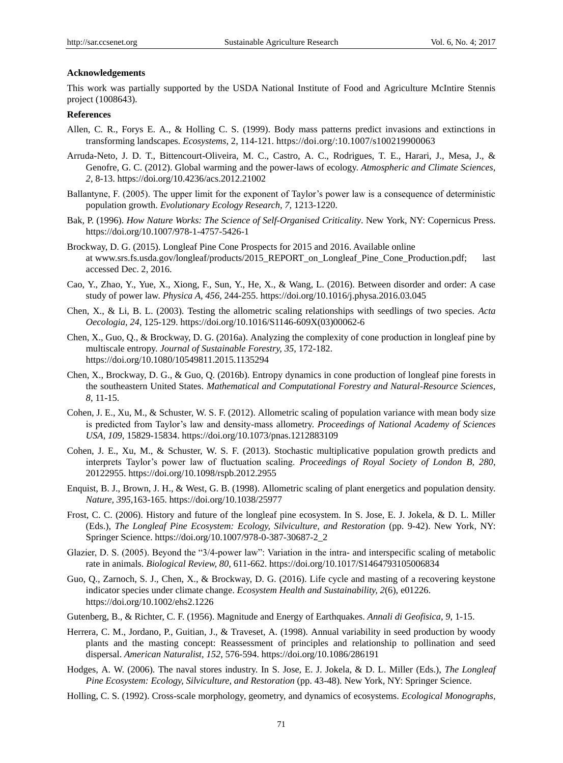**Acknowledgements**

This work was partially supported by the USDA National Institute of Food and Agriculture McIntire Stennis project (1008643).

**References**

Allen, C. R., Forys E. A., & Holling C. S. (1999). Body mass patterns predict invasions and extinctions in transforming landscapes. *Ecosystems*, 2, 114-121. https://doi.org/:10.1007/s100219900063

Arruda-Neto, J. D. T., Bittencourt-Oliveira, M. C., Castro, A. C., Rodrigues, T. E., Harari, J., Mesa, J., & Genofre, G. C. (2012). Global warming and the power-laws of ecology. *Atmospheric and Climate Sciences, 2*, 8-13. https://doi.org/10.4236/acs.2012.21002

Ballantyne, F. (2005). The upper limit for the exponent of Taylor's power law is a consequence of deterministic population growth. *Evolutionary Ecology Research, 7*, 1213-1220.

Bak, P. (1996). *How Nature Works: The Science of Self-Organised Criticality*. New York, NY: Copernicus Press. https://doi.org/10.1007/978-1-4757-5426-1

Brockway, D. G. (2015). Longleaf Pine Cone Prospects for 2015 and 2016. Available online at www.srs.fs.usda.gov/longleaf/products/2015_REPORT_on_Longleaf_Pine_Cone_Production.pdf; last accessed Dec. 2, 2016.

Cao, Y., Zhao, Y., Yue, X., Xiong, F., Sun, Y., He, X., & Wang, L. (2016). Between disorder and order: A case study of power law. *Physica A, 456*, 244-255. https://doi.org/10.1016/j.physa.2016.03.045

Chen, X., & Li, B. L. (2003). Testing the allometric scaling relationships with seedlings of two species. *Acta Oecologia, 24*, 125-129. https://doi.org/10.1016/S1146-609X(03)00062-6

Chen, X., Guo, Q., & Brockway, D. G. (2016a). Analyzing the complexity of cone production in longleaf pine by multiscale entropy. *Journal of Sustainable Forestry, 35*, 172-182. https://doi.org/10.1080/10549811.2015.1135294

Chen, X., Brockway, D. G., & Guo, Q. (2016b). Entropy dynamics in cone production of longleaf pine forests in the southeastern United States. *Mathematical and Computational Forestry and Natural-Resource Sciences, 8*, 11-15.

Cohen, J. E., Xu, M., & Schuster, W. S. F. (2012). Allometric scaling of population variance with mean body size is predicted from Taylor's law and density-mass allometry. *Proceedings of National Academy of Sciences USA, 109*, 15829-15834. https://doi.org/10.1073/pnas.1212883109

Cohen, J. E., Xu, M., & Schuster, W. S. F. (2013). Stochastic multiplicative population growth predicts and interprets Taylor's power law of fluctuation scaling. *Proceedings of Royal Society of London B, 280*, 20122955. https://doi.org/10.1098/rspb.2012.2955

Enquist, B. J., Brown, J. H., & West, G. B. (1998). Allometric scaling of plant energetics and population density. *Nature, 395*,163-165. https://doi.org/10.1038/25977

Frost, C. C. (2006). History and future of the longleaf pine ecosystem. In S. Jose, E. J. Jokela, & D. L. Miller (Eds.), *The Longleaf Pine Ecosystem: Ecology, Silviculture, and Restoration* (pp. 9-42). New York, NY: Springer Science. https://doi.org/10.1007/978-0-387-30687-2_2

Glazier, D. S. (2005). Beyond the "3/4-power law": Variation in the intra- and interspecific scaling of metabolic rate in animals. *Biological Review, 80*, 611-662. https://doi.org/10.1017/S1464793105006834

Guo, Q., Zarnoch, S. J., Chen, X., & Brockway, D. G. (2016). Life cycle and masting of a recovering keystone indicator species under climate change. *Ecosystem Health and Sustainability, 2*(6), e01226. https://doi.org/10.1002/ehs2.1226

Gutenberg, B., & Richter, C. F. (1956). Magnitude and Energy of Earthquakes. *Annali di Geofisica, 9*, 1-15.

Herrera, C. M., Jordano, P., Guitian, J., & Traveset, A. (1998). Annual variability in seed production by woody plants and the masting concept: Reassessment of principles and relationship to pollination and seed dispersal. *American Naturalist, 152*, 576-594. https://doi.org/10.1086/286191

Hodges, A. W. (2006). The naval stores industry. In S. Jose, E. J. Jokela, & D. L. Miller (Eds.), *The Longleaf Pine Ecosystem: Ecology, Silviculture, and Restoration* (pp. 43-48). New York, NY: Springer Science.

Holling, C. S. (1992). Cross-scale morphology, geometry, and dynamics of ecosystems. *Ecological Monographs,*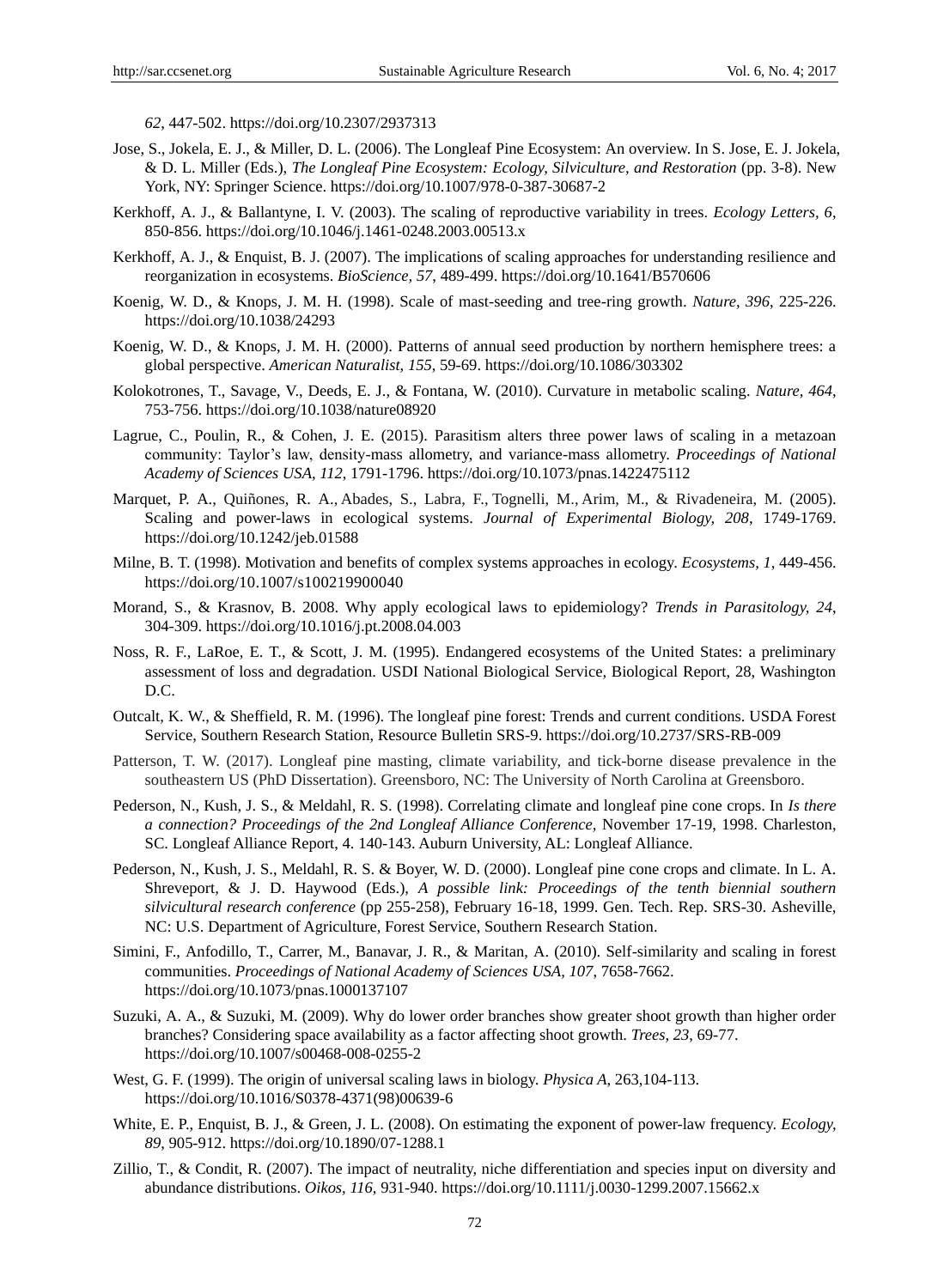*62*, 447-502. https://doi.org/10.2307/2937313

Jose, S., Jokela, E. J., & Miller, D. L. (2006). The Longleaf Pine Ecosystem: An overview. In S. Jose, E. J. Jokela, & D. L. Miller (Eds.), *The Longleaf Pine Ecosystem: Ecology, Silviculture, and Restoration* (pp. 3-8). New York, NY: Springer Science. https://doi.org/10.1007/978-0-387-30687-2

Kerkhoff, A. J., & Ballantyne, I. V. (2003). The scaling of reproductive variability in trees. *Ecology Letters, 6*, 850-856. https://doi.org/10.1046/j.1461-0248.2003.00513.x

Kerkhoff, A. J., & Enquist, B. J. (2007). The implications of scaling approaches for understanding resilience and reorganization in ecosystems. *BioScience, 57*, 489-499. https://doi.org/10.1641/B570606

Koenig, W. D., & Knops, J. M. H. (1998). Scale of mast-seeding and tree-ring growth. *Nature, 396*, 225-226. https://doi.org/10.1038/24293

Koenig, W. D., & Knops, J. M. H. (2000). Patterns of annual seed production by northern hemisphere trees: a global perspective. *American Naturalist, 155*, 59-69. https://doi.org/10.1086/303302

Kolokotrones, T., Savage, V., Deeds, E. J., & Fontana, W. (2010). Curvature in metabolic scaling. *Nature, 464*, 753-756. https://doi.org/10.1038/nature08920

Lagrue, C., Poulin, R., & Cohen, J. E. (2015). Parasitism alters three power laws of scaling in a metazoan community: Taylor's law, density-mass allometry, and variance-mass allometry. *Proceedings of National Academy of Sciences USA, 112*, 1791-1796. https://doi.org/10.1073/pnas.1422475112

Marquet, P. A., Quiñones, R. A., Abades, S., Labra, F., Tognelli, M., Arim, M., & Rivadeneira, M. (2005). Scaling and power-laws in ecological systems. *Journal of Experimental Biology, 208*, 1749-1769. https://doi.org/10.1242/jeb.01588

Milne, B. T. (1998). Motivation and benefits of complex systems approaches in ecology. *Ecosystems, 1*, 449-456. https://doi.org/10.1007/s100219900040

Morand, S., & Krasnov, B. 2008. Why apply ecological laws to epidemiology? *Trends in Parasitology, 24*, 304-309. https://doi.org/10.1016/j.pt.2008.04.003

Noss, R. F., LaRoe, E. T., & Scott, J. M. (1995). Endangered ecosystems of the United States: a preliminary assessment of loss and degradation. USDI National Biological Service, Biological Report, 28, Washington D.C.

Outcalt, K. W., & Sheffield, R. M. (1996). The longleaf pine forest: Trends and current conditions. USDA Forest Service, Southern Research Station, Resource Bulletin SRS-9. https://doi.org/10.2737/SRS-RB-009

Patterson, T. W. (2017). Longleaf pine masting, climate variability, and tick-borne disease prevalence in the southeastern US (PhD Dissertation). Greensboro, NC: The University of North Carolina at Greensboro.

Pederson, N., Kush, J. S., & Meldahl, R. S. (1998). Correlating climate and longleaf pine cone crops. In *Is there a connection? Proceedings of the 2nd Longleaf Alliance Conference*, November 17-19, 1998. Charleston, SC. Longleaf Alliance Report, 4. 140-143. Auburn University, AL: Longleaf Alliance.

Pederson, N., Kush, J. S., Meldahl, R. S. & Boyer, W. D. (2000). Longleaf pine cone crops and climate. In L. A. Shreveport, & J. D. Haywood (Eds.), *A possible link: Proceedings of the tenth biennial southern silvicultural research conference* (pp 255-258), February 16-18, 1999. Gen. Tech. Rep. SRS-30. Asheville, NC: U.S. Department of Agriculture, Forest Service, Southern Research Station.

Simini, F., Anfodillo, T., Carrer, M., Banavar, J. R., & Maritan, A. (2010). Self-similarity and scaling in forest communities. *Proceedings of National Academy of Sciences USA, 107*, 7658-7662. https://doi.org/10.1073/pnas.1000137107

Suzuki, A. A., & Suzuki, M. (2009). Why do lower order branches show greater shoot growth than higher order branches? Considering space availability as a factor affecting shoot growth. *Trees, 23*, 69-77. https://doi.org/10.1007/s00468-008-0255-2

West, G. F. (1999). The origin of universal scaling laws in biology. *Physica A*, 263,104-113. https://doi.org/10.1016/S0378-4371(98)00639-6

White, E. P., Enquist, B. J., & Green, J. L. (2008). On estimating the exponent of power-law frequency. *Ecology, 89*, 905-912. https://doi.org/10.1890/07-1288.1

Zillio, T., & Condit, R. (2007). The impact of neutrality, niche differentiation and species input on diversity and abundance distributions. *Oikos, 116*, 931-940. https://doi.org/10.1111/j.0030-1299.2007.15662.x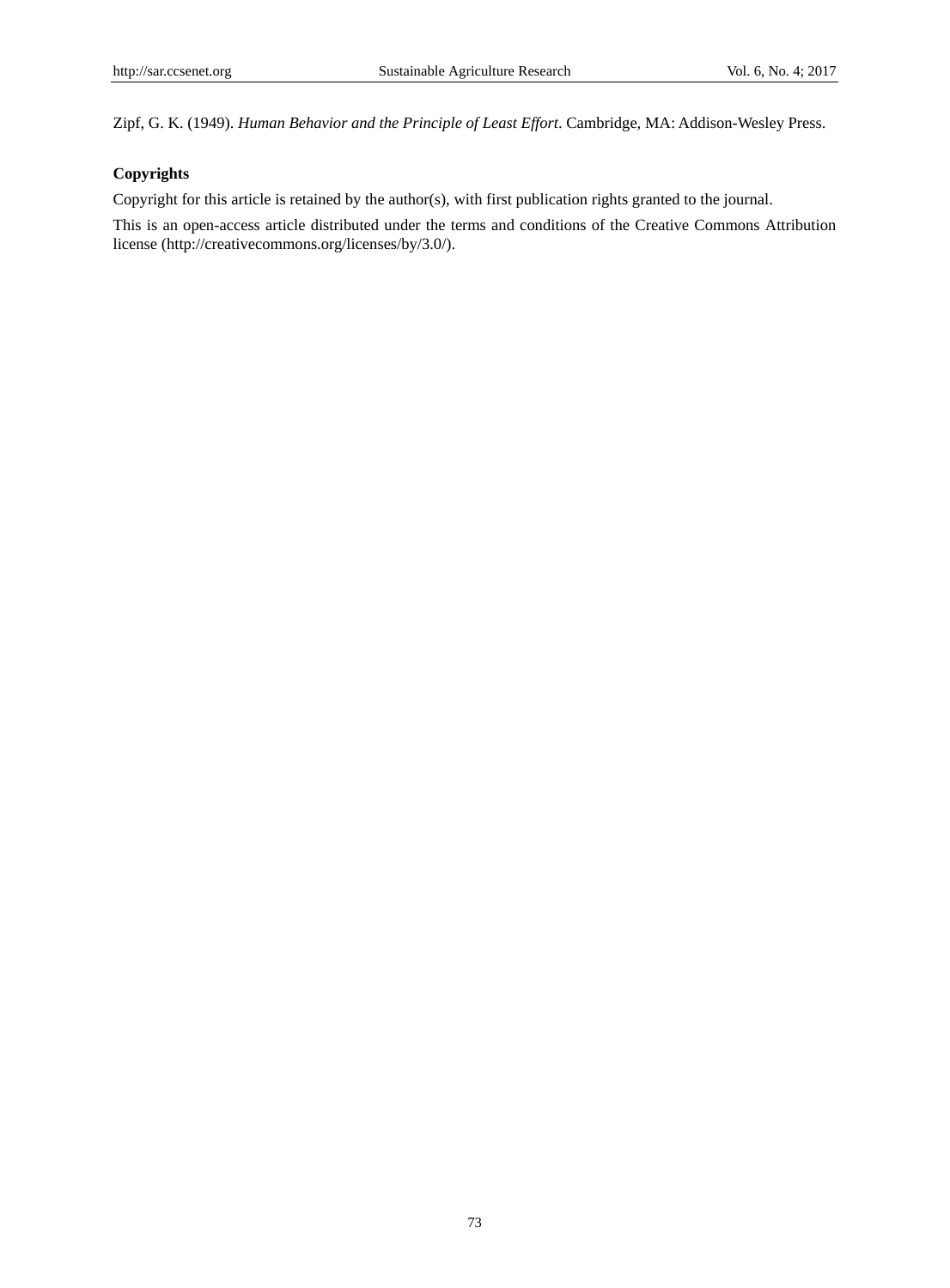Zipf, G. K. (1949). *Human Behavior and the Principle of Least Effort*. Cambridge, MA: Addison-Wesley Press.

**Copyrights**

Copyright for this article is retained by the author(s), with first publication rights granted to the journal.

This is an open-access article distributed under the terms and conditions of the Creative Commons Attribution license (http://creativecommons.org/licenses/by/3.0/).